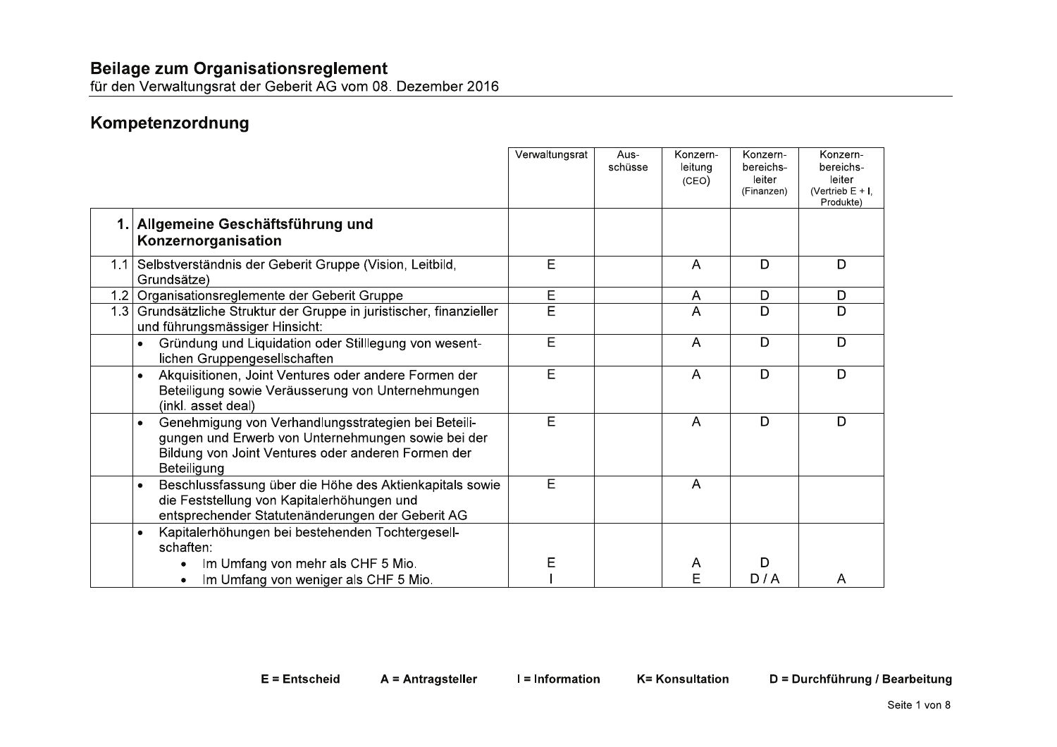# Beilage zum Organisationsreglement

für den Verwaltungsrat der Geberit AG vom 08. Dezember 2016

## Kompetenzordnung

| | | Verwaltungsrat | Ausschüsse | Konzernleitung (CEO) | Konzernbereichsleiter (Finanzen) | Konzernbereichsleiter (Vertrieb E + I, Produkte) |
|---|---|---|---|---|---|---|
| **1.** | **Allgemeine Geschäftsführung und Konzernorganisation** | | | | | |
| 1.1 | Selbstverständnis der Geberit Gruppe (Vision, Leitbild, Grundsätze) | E | | A | D | D |
| 1.2 | Organisationsreglemente der Geberit Gruppe | E | | A | D | D |
| 1.3 | Grundsätzliche Struktur der Gruppe in juristischer, finanzieller und führungsmässiger Hinsicht: | E | | A | D | D |
| | • Gründung und Liquidation oder Stilllegung von wesentlichen Gruppengesellschaften | E | | A | D | D |
| | • Akquisitionen, Joint Ventures oder andere Formen der Beteiligung sowie Veräusserung von Unternehmungen (inkl. asset deal) | E | | A | D | D |
| | • Genehmigung von Verhandlungsstrategien bei Beteiligungen und Erwerb von Unternehmungen sowie bei der Bildung von Joint Ventures oder anderen Formen der Beteiligung | E | | A | D | D |
| | • Beschlussfassung über die Höhe des Aktienkapitals sowie die Feststellung von Kapitalerhöhungen und entsprechender Statutenänderungen der Geberit AG | E | | A | | |
| | • Kapitalerhöhungen bei bestehenden Tochtergesellschaften: | | | | | |
| | • Im Umfang von mehr als CHF 5 Mio. | E | | A | D | |
| | • Im Umfang von weniger als CHF 5 Mio. | I | | E | D / A | A |

**E = Entscheid** **A = Antragsteller** **I = Information** **K= Konsultation** **D = Durchführung / Bearbeitung**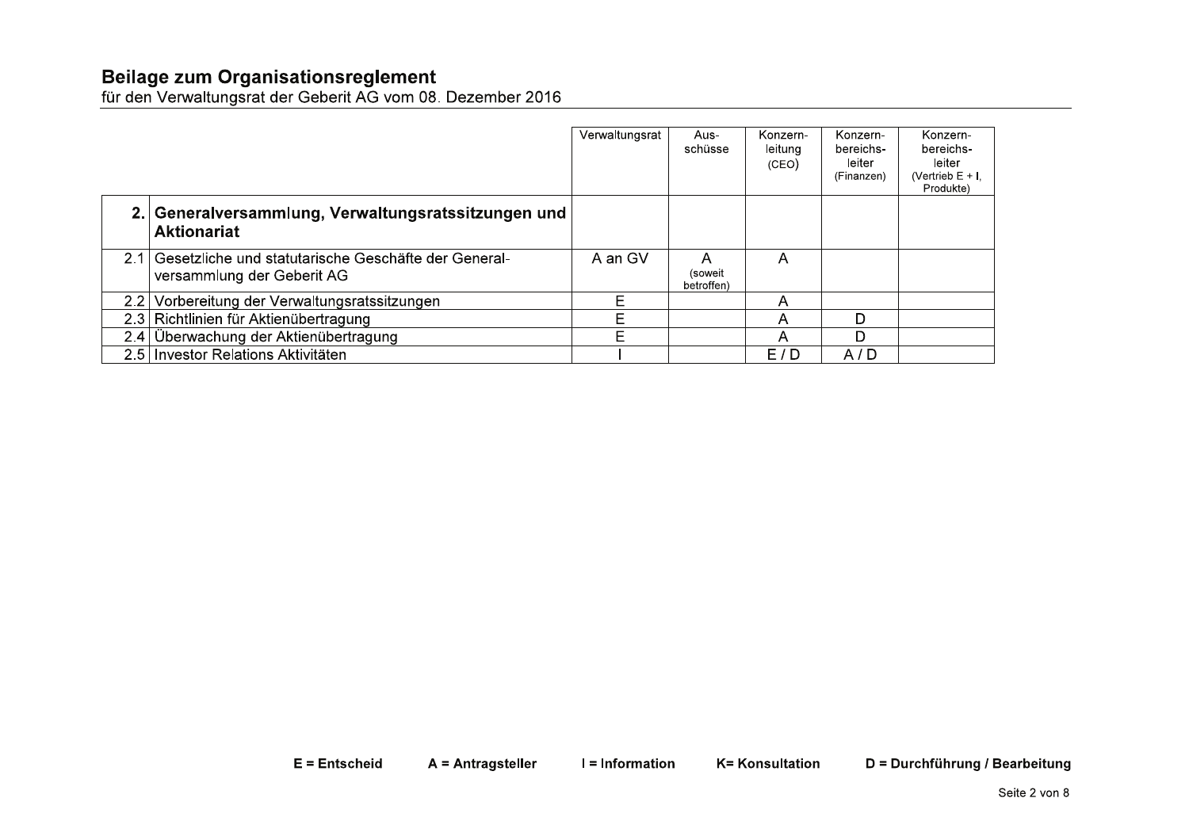## Beilage zum Organisationsreglement

für den Verwaltungsrat der Geberit AG vom 08. Dezember 2016

| | | Verwaltungsrat | Ausschüsse | Konzernleitung (CEO) | Konzernbereichsleiter (Finanzen) | Konzernbereichsleiter (Vertrieb E + I, Produkte) |
|---|---|---|---|---|---|---|
| **2.** | **Generalversammlung, Verwaltungsratssitzungen und Aktionariat** | | | | | |
| 2.1 | Gesetzliche und statutarische Geschäfte der Generalversammlung der Geberit AG | A an GV | A (soweit betroffen) | A | | |
| 2.2 | Vorbereitung der Verwaltungsratssitzungen | E | | A | | |
| 2.3 | Richtlinien für Aktienübertragung | E | | A | D | |
| 2.4 | Überwachung der Aktienübertragung | E | | A | D | |
| 2.5 | Investor Relations Aktivitäten | I | | E / D | A / D | |

**E = Entscheid** **A = Antragsteller** **I = Information** **K= Konsultation** **D = Durchführung / Bearbeitung**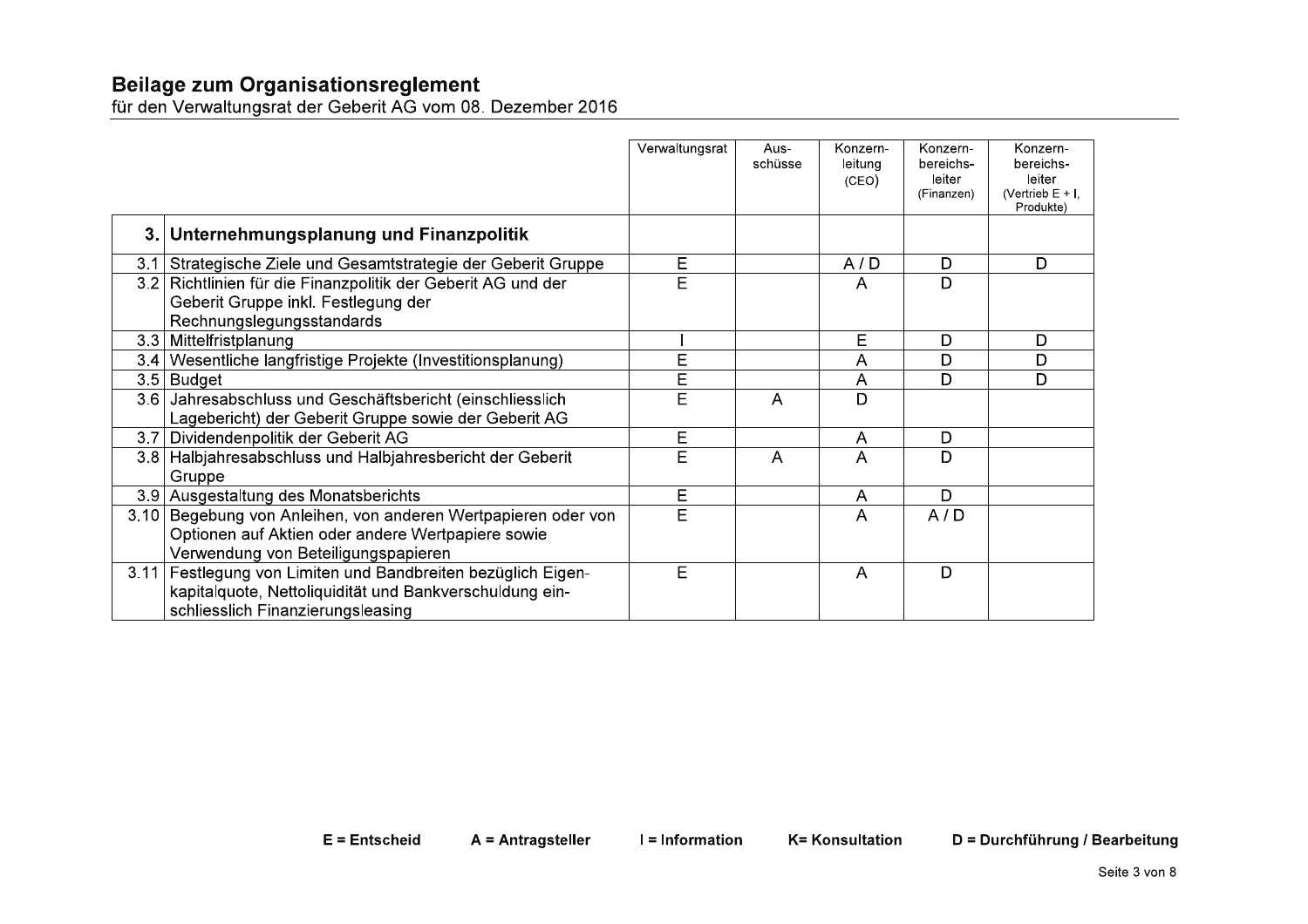## Beilage zum Organisationsreglement

für den Verwaltungsrat der Geberit AG vom 08. Dezember 2016

| | | Verwaltungsrat | Aus­schüsse | Konzern­leitung (CEO) | Konzern­bereichs­leiter (Finanzen) | Konzern­bereichs­leiter (Vertrieb E + I, Produkte) |
|---|---|---|---|---|---|---|
| **3.** | **Unternehmungsplanung und Finanzpolitik** | | | | | |
| 3.1 | Strategische Ziele und Gesamtstrategie der Geberit Gruppe | E | | A / D | D | D |
| 3.2 | Richtlinien für die Finanzpolitik der Geberit AG und der Geberit Gruppe inkl. Festlegung der Rechnungslegungsstandards | E | | A | D | |
| 3.3 | Mittelfristplanung | I | | E | D | D |
| 3.4 | Wesentliche langfristige Projekte (Investitionsplanung) | E | | A | D | D |
| 3.5 | Budget | E | | A | D | D |
| 3.6 | Jahresabschluss und Geschäftsbericht (einschliesslich Lagebericht) der Geberit Gruppe sowie der Geberit AG | E | A | D | | |
| 3.7 | Dividendenpolitik der Geberit AG | E | | A | D | |
| 3.8 | Halbjahresabschluss und Halbjahresbericht der Geberit Gruppe | E | A | A | D | |
| 3.9 | Ausgestaltung des Monatsberichts | E | | A | D | |
| 3.10 | Begebung von Anleihen, von anderen Wertpapieren oder von Optionen auf Aktien oder andere Wertpapiere sowie Verwendung von Beteiligungspapieren | E | | A | A / D | |
| 3.11 | Festlegung von Limiten und Bandbreiten bezüglich Eigen­kapitalquote, Nettoliquidität und Bankverschuldung ein­schliesslich Finanzierungsleasing | E | | A | D | |

**E = Entscheid** **A = Antragsteller** **I = Information** **K= Konsultation** **D = Durchführung / Bearbeitung**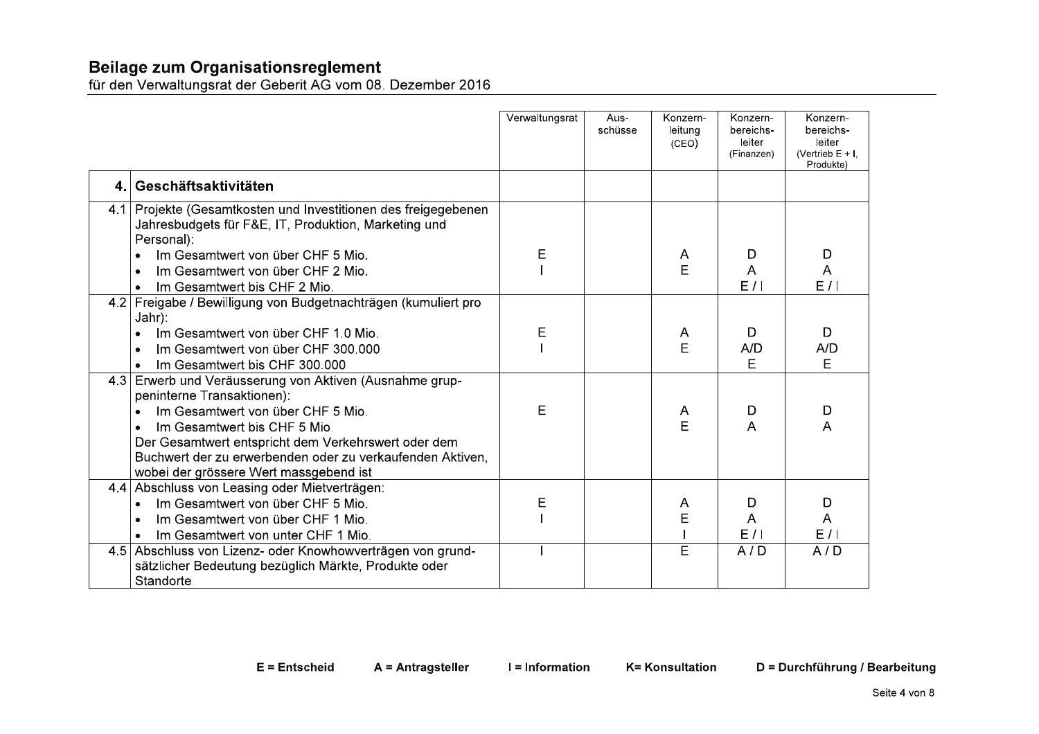## Beilage zum Organisationsreglement

für den Verwaltungsrat der Geberit AG vom 08. Dezember 2016

| | | Verwaltungsrat | Aus-schüsse | Konzern-leitung (CEO) | Konzern-bereichs-leiter (Finanzen) | Konzern-bereichs-leiter (Vertrieb E + I, Produkte) |
|---|---|---|---|---|---|---|
| **4.** | **Geschäftsaktivitäten** | | | | | |
| 4.1 | Projekte (Gesamtkosten und Investitionen des freigegebenen Jahresbudgets für F&E, IT, Produktion, Marketing und Personal): | | | | | |
| | • Im Gesamtwert von über CHF 5 Mio. | E | | A | D | D |
| | • Im Gesamtwert von über CHF 2 Mio. | I | | E | A | A |
| | • Im Gesamtwert bis CHF 2 Mio. | | | | E / I | E / I |
| 4.2 | Freigabe / Bewilligung von Budgetnachträgen (kumuliert pro Jahr): | | | | | |
| | • Im Gesamtwert von über CHF 1.0 Mio. | E | | A | D | D |
| | • Im Gesamtwert von über CHF 300.000 | I | | E | A/D | A/D |
| | • Im Gesamtwert bis CHF 300.000 | | | | E | E |
| 4.3 | Erwerb und Veräusserung von Aktiven (Ausnahme gruppeninterne Transaktionen): | | | | | |
| | • Im Gesamtwert von über CHF 5 Mio. | E | | A | D | D |
| | • Im Gesamtwert bis CHF 5 Mio. | | | E | A | A |
| | Der Gesamtwert entspricht dem Verkehrswert oder dem Buchwert der zu erwerbenden oder zu verkaufenden Aktiven, wobei der grössere Wert massgebend ist | | | | | |
| 4.4 | Abschluss von Leasing oder Mietverträgen: | | | | | |
| | • Im Gesamtwert von über CHF 5 Mio. | E | | A | D | D |
| | • Im Gesamtwert von über CHF 1 Mio. | I | | E | A | A |
| | • Im Gesamtwert von unter CHF 1 Mio. | | | I | E / I | E / I |
| 4.5 | Abschluss von Lizenz- oder Knowhowverträgen von grundsätzlicher Bedeutung bezüglich Märkte, Produkte oder Standorte | I | | E | A / D | A / D |

**E = Entscheid** **A = Antragsteller** **I = Information** **K= Konsultation** **D = Durchführung / Bearbeitung**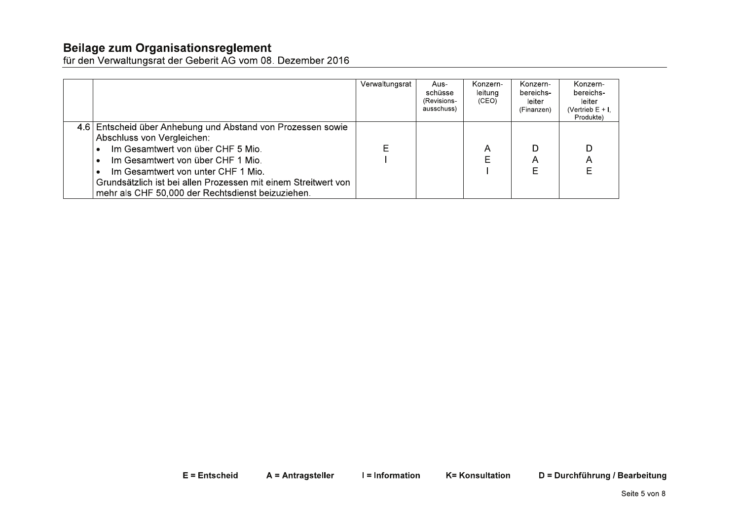## Beilage zum Organisationsreglement

für den Verwaltungsrat der Geberit AG vom 08. Dezember 2016

| | | Verwaltungsrat | Aus-schüsse (Revisions-ausschuss) | Konzern-leitung (CEO) | Konzern-bereichs-leiter (Finanzen) | Konzern-bereichs-leiter (Vertrieb E + I, Produkte) |
|---|---|---|---|---|---|---|
| 4.6 | Entscheid über Anhebung und Abstand von Prozessen sowie Abschluss von Vergleichen:<br>• Im Gesamtwert von über CHF 5 Mio.<br>• Im Gesamtwert von über CHF 1 Mio.<br>• Im Gesamtwert von unter CHF 1 Mio.<br>Grundsätzlich ist bei allen Prozessen mit einem Streitwert von mehr als CHF 50,000 der Rechtsdienst beizuziehen. | E<br>I | | A<br>E<br>I | D<br>A<br>E | D<br>A<br>E |

**E = Entscheid** **A = Antragsteller** **I = Information** **K= Konsultation** **D = Durchführung / Bearbeitung**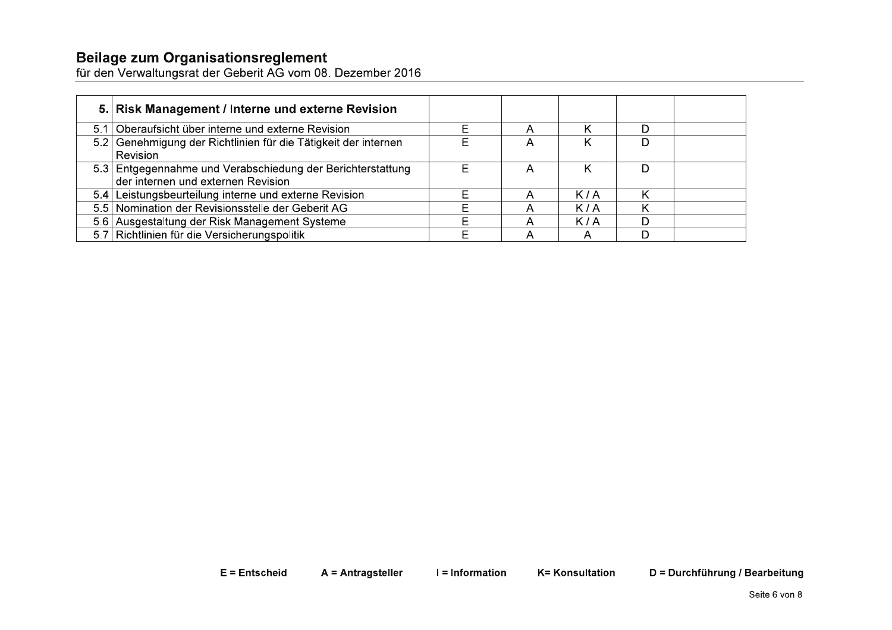## Beilage zum Organisationsreglement

für den Verwaltungsrat der Geberit AG vom 08. Dezember 2016

| 5. | Risk Management / Interne und externe Revision | | | | | |
|---|---|---|---|---|---|---|
| 5.1 | Oberaufsicht über interne und externe Revision | E | A | K | D | |
| 5.2 | Genehmigung der Richtlinien für die Tätigkeit der internen Revision | E | A | K | D | |
| 5.3 | Entgegennahme und Verabschiedung der Berichterstattung der internen und externen Revision | E | A | K | D | |
| 5.4 | Leistungsbeurteilung interne und externe Revision | E | A | K / A | K | |
| 5.5 | Nomination der Revisionsstelle der Geberit AG | E | A | K / A | K | |
| 5.6 | Ausgestaltung der Risk Management Systeme | E | A | K / A | D | |
| 5.7 | Richtlinien für die Versicherungspolitik | E | A | A | D | |

**E = Entscheid** **A = Antragsteller** **I = Information** **K= Konsultation** **D = Durchführung / Bearbeitung**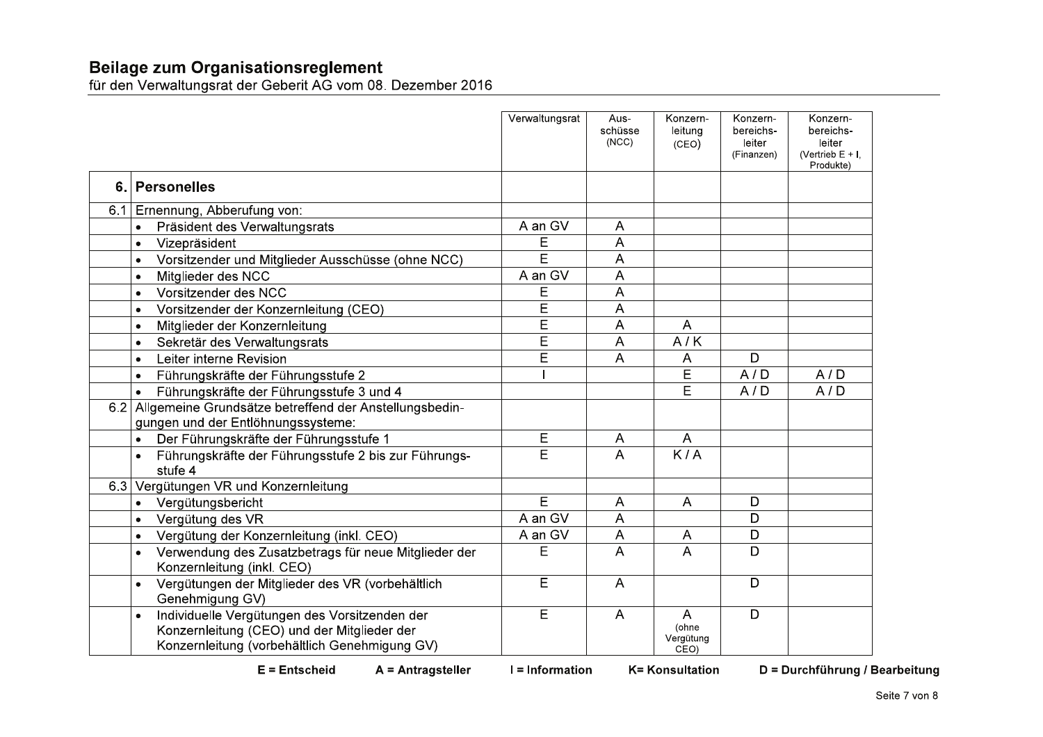## Beilage zum Organisationsreglement

für den Verwaltungsrat der Geberit AG vom 08. Dezember 2016

| | | Verwaltungsrat | Ausschüsse (NCC) | Konzernleitung (CEO) | Konzernbereichsleiter (Finanzen) | Konzernbereichsleiter (Vertrieb E + I, Produkte) |
|---|---|---|---|---|---|---|
| **6.** | **Personelles** | | | | | |
| 6.1 | Ernennung, Abberufung von: | | | | | |
| | • Präsident des Verwaltungsrats | A an GV | A | | | |
| | • Vizepräsident | E | A | | | |
| | • Vorsitzender und Mitglieder Ausschüsse (ohne NCC) | E | A | | | |
| | • Mitglieder des NCC | A an GV | A | | | |
| | • Vorsitzender des NCC | E | A | | | |
| | • Vorsitzender der Konzernleitung (CEO) | E | A | | | |
| | • Mitglieder der Konzernleitung | E | A | A | | |
| | • Sekretär des Verwaltungsrats | E | A | A / K | | |
| | • Leiter interne Revision | E | A | A | D | |
| | • Führungskräfte der Führungsstufe 2 | I | | E | A / D | A / D |
| | • Führungskräfte der Führungsstufe 3 und 4 | | | E | A / D | A / D |
| 6.2 | Allgemeine Grundsätze betreffend der Anstellungsbedingungen und der Entlöhnungssysteme: | | | | | |
| | • Der Führungskräfte der Führungsstufe 1 | E | A | A | | |
| | • Führungskräfte der Führungsstufe 2 bis zur Führungsstufe 4 | E | A | K / A | | |
| 6.3 | Vergütungen VR und Konzernleitung | | | | | |
| | • Vergütungsbericht | E | A | A | D | |
| | • Vergütung des VR | A an GV | A | | D | |
| | • Vergütung der Konzernleitung (inkl. CEO) | A an GV | A | A | D | |
| | • Verwendung des Zusatzbetrags für neue Mitglieder der Konzernleitung (inkl. CEO) | E | A | A | D | |
| | • Vergütungen der Mitglieder des VR (vorbehältlich Genehmigung GV) | E | A | | D | |
| | • Individuelle Vergütungen des Vorsitzenden der Konzernleitung (CEO) und der Mitglieder der Konzernleitung (vorbehältlich Genehmigung GV) | E | A | A (ohne Vergütung CEO) | D | |

**E = Entscheid** **A = Antragsteller** **I = Information** **K= Konsultation** **D = Durchführung / Bearbeitung**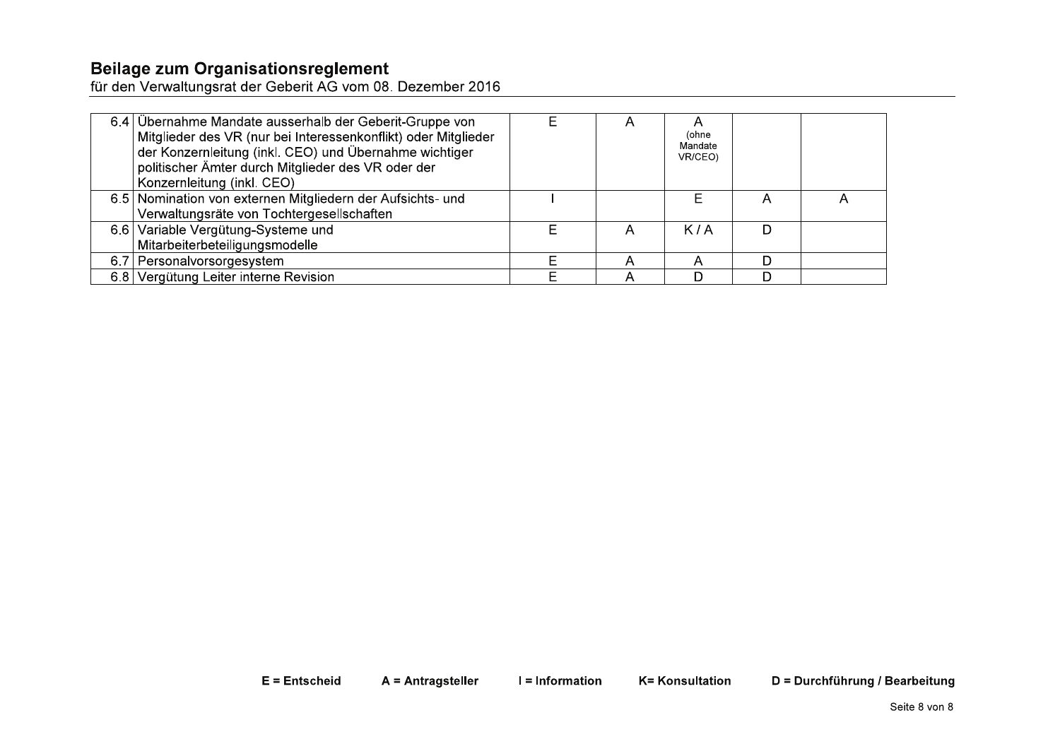## Beilage zum Organisationsreglement

für den Verwaltungsrat der Geberit AG vom 08. Dezember 2016

| | | | | | | |
|---|---|---|---|---|---|---|
| 6.4 | Übernahme Mandate ausserhalb der Geberit-Gruppe von Mitglieder des VR (nur bei Interessenkonflikt) oder Mitglieder der Konzernleitung (inkl. CEO) und Übernahme wichtiger politischer Ämter durch Mitglieder des VR oder der Konzernleitung (inkl. CEO) | E | A | A (ohne Mandate VR/CEO) | | |
| 6.5 | Nomination von externen Mitgliedern der Aufsichts- und Verwaltungsräte von Tochtergesellschaften | I | | E | A | A |
| 6.6 | Variable Vergütung-Systeme und Mitarbeiterbeteiligungsmodelle | E | A | K / A | D | |
| 6.7 | Personalvorsorgesystem | E | A | A | D | |
| 6.8 | Vergütung Leiter interne Revision | E | A | D | D | |

**E = Entscheid** **A = Antragsteller** **I = Information** **K= Konsultation** **D = Durchführung / Bearbeitung**